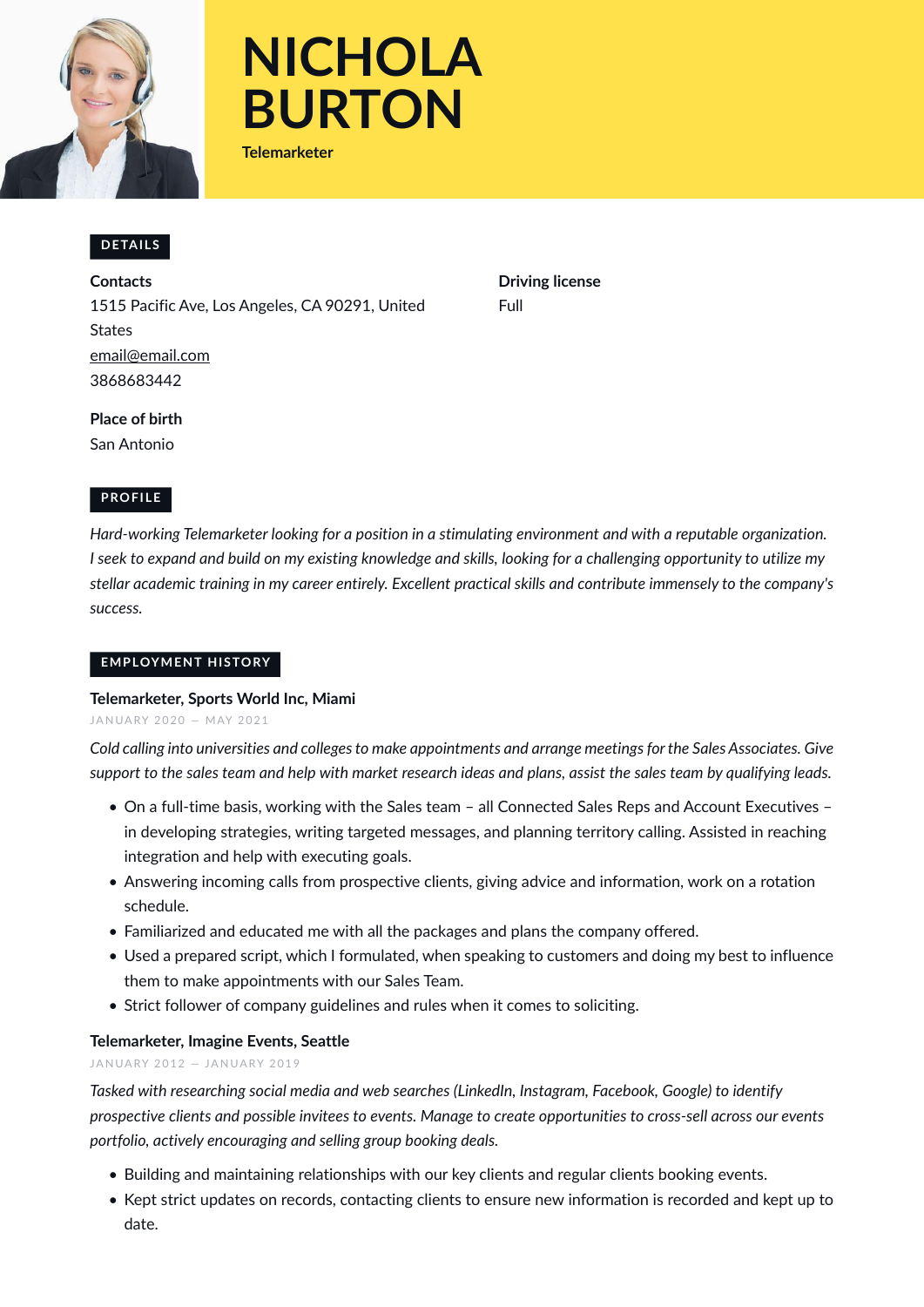# NICHOLA BURTON

**Telemarketer**

## DETAILS

**Contacts**

1515 Pacific Ave, Los Angeles, CA 90291, United States

email@email.com

3868683442

**Place of birth**

San Antonio

**Driving license**

Full

## PROFILE

*Hard-working Telemarketer looking for a position in a stimulating environment and with a reputable organization. I seek to expand and build on my existing knowledge and skills, looking for a challenging opportunity to utilize my stellar academic training in my career entirely. Excellent practical skills and contribute immensely to the company's success.*

## EMPLOYMENT HISTORY

### Telemarketer, Sports World Inc, Miami

JANUARY 2020 — MAY 2021

*Cold calling into universities and colleges to make appointments and arrange meetings for the Sales Associates. Give support to the sales team and help with market research ideas and plans, assist the sales team by qualifying leads.*

- On a full-time basis, working with the Sales team – all Connected Sales Reps and Account Executives – in developing strategies, writing targeted messages, and planning territory calling. Assisted in reaching integration and help with executing goals.
- Answering incoming calls from prospective clients, giving advice and information, work on a rotation schedule.
- Familiarized and educated me with all the packages and plans the company offered.
- Used a prepared script, which I formulated, when speaking to customers and doing my best to influence them to make appointments with our Sales Team.
- Strict follower of company guidelines and rules when it comes to soliciting.

### Telemarketer, Imagine Events, Seattle

JANUARY 2012 — JANUARY 2019

*Tasked with researching social media and web searches (LinkedIn, Instagram, Facebook, Google) to identify prospective clients and possible invitees to events. Manage to create opportunities to cross-sell across our events portfolio, actively encouraging and selling group booking deals.*

- Building and maintaining relationships with our key clients and regular clients booking events.
- Kept strict updates on records, contacting clients to ensure new information is recorded and kept up to date.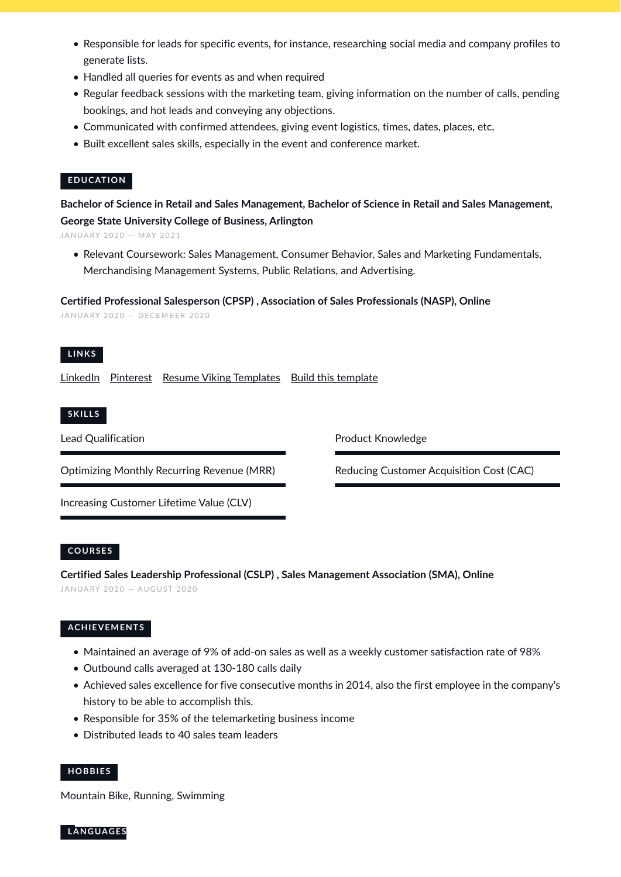- Responsible for leads for specific events, for instance, researching social media and company profiles to generate lists.
- Handled all queries for events as and when required
- Regular feedback sessions with the marketing team, giving information on the number of calls, pending bookings, and hot leads and conveying any objections.
- Communicated with confirmed attendees, giving event logistics, times, dates, places, etc.
- Built excellent sales skills, especially in the event and conference market.

## EDUCATION

**Bachelor of Science in Retail and Sales Management, Bachelor of Science in Retail and Sales Management, George State University College of Business, Arlington**

JANUARY 2020 — MAY 2021

- Relevant Coursework: Sales Management, Consumer Behavior, Sales and Marketing Fundamentals, Merchandising Management Systems, Public Relations, and Advertising.

**Certified Professional Salesperson (CPSP) , Association of Sales Professionals (NASP), Online**

JANUARY 2020 — DECEMBER 2020

## LINKS

LinkedIn Pinterest Resume Viking Templates Build this template

## SKILLS

- Lead Qualification
- Product Knowledge
- Optimizing Monthly Recurring Revenue (MRR)
- Reducing Customer Acquisition Cost (CAC)
- Increasing Customer Lifetime Value (CLV)

## COURSES

**Certified Sales Leadership Professional (CSLP) , Sales Management Association (SMA), Online**

JANUARY 2020 — AUGUST 2020

## ACHIEVEMENTS

- Maintained an average of 9% of add-on sales as well as a weekly customer satisfaction rate of 98%
- Outbound calls averaged at 130-180 calls daily
- Achieved sales excellence for five consecutive months in 2014, also the first employee in the company's history to be able to accomplish this.
- Responsible for 35% of the telemarketing business income
- Distributed leads to 40 sales team leaders

## HOBBIES

Mountain Bike, Running, Swimming

## LANGUAGES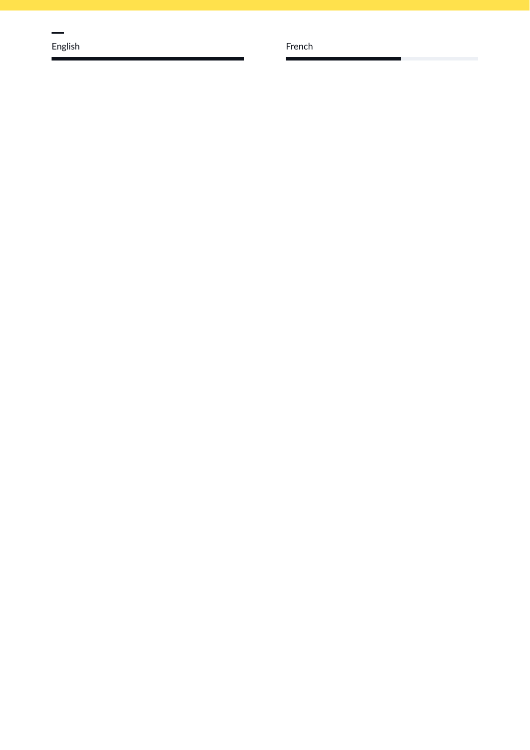English

French